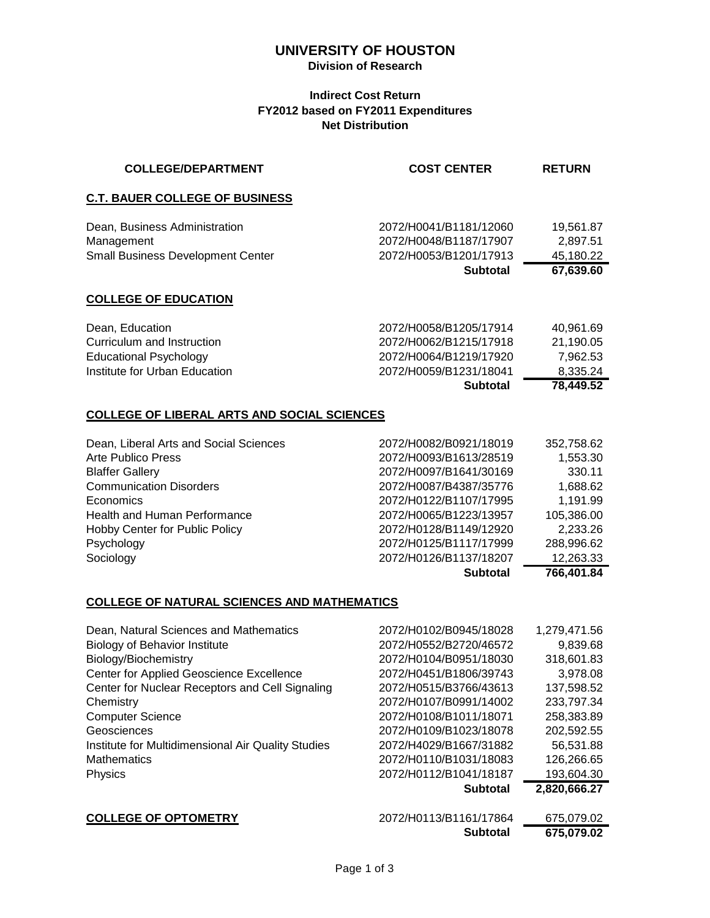# UNIVERSITY OF HOUSTON

**Division of Research**

**Indirect Cost Return**
**FY2012 based on FY2011 Expenditures**
**Net Distribution**

| COLLEGE/DEPARTMENT | COST CENTER | RETURN |
|---|---|---|
| **C.T. BAUER COLLEGE OF BUSINESS** | | |
| Dean, Business Administration | 2072/H0041/B1181/12060 | 19,561.87 |
| Management | 2072/H0048/B1187/17907 | 2,897.51 |
| Small Business Development Center | 2072/H0053/B1201/17913 | 45,180.22 |
| | **Subtotal** | **67,639.60** |
| **COLLEGE OF EDUCATION** | | |
| Dean, Education | 2072/H0058/B1205/17914 | 40,961.69 |
| Curriculum and Instruction | 2072/H0062/B1215/17918 | 21,190.05 |
| Educational Psychology | 2072/H0064/B1219/17920 | 7,962.53 |
| Institute for Urban Education | 2072/H0059/B1231/18041 | 8,335.24 |
| | **Subtotal** | **78,449.52** |
| **COLLEGE OF LIBERAL ARTS AND SOCIAL SCIENCES** | | |
| Dean, Liberal Arts and Social Sciences | 2072/H0082/B0921/18019 | 352,758.62 |
| Arte Publico Press | 2072/H0093/B1613/28519 | 1,553.30 |
| Blaffer Gallery | 2072/H0097/B1641/30169 | 330.11 |
| Communication Disorders | 2072/H0087/B4387/35776 | 1,688.62 |
| Economics | 2072/H0122/B1107/17995 | 1,191.99 |
| Health and Human Performance | 2072/H0065/B1223/13957 | 105,386.00 |
| Hobby Center for Public Policy | 2072/H0128/B1149/12920 | 2,233.26 |
| Psychology | 2072/H0125/B1117/17999 | 288,996.62 |
| Sociology | 2072/H0126/B1137/18207 | 12,263.33 |
| | **Subtotal** | **766,401.84** |
| **COLLEGE OF NATURAL SCIENCES AND MATHEMATICS** | | |
| Dean, Natural Sciences and Mathematics | 2072/H0102/B0945/18028 | 1,279,471.56 |
| Biology of Behavior Institute | 2072/H0552/B2720/46572 | 9,839.68 |
| Biology/Biochemistry | 2072/H0104/B0951/18030 | 318,601.83 |
| Center for Applied Geoscience Excellence | 2072/H0451/B1806/39743 | 3,978.08 |
| Center for Nuclear Receptors and Cell Signaling | 2072/H0515/B3766/43613 | 137,598.52 |
| Chemistry | 2072/H0107/B0991/14002 | 233,797.34 |
| Computer Science | 2072/H0108/B1011/18071 | 258,383.89 |
| Geosciences | 2072/H0109/B1023/18078 | 202,592.55 |
| Institute for Multidimensional Air Quality Studies | 2072/H4029/B1667/31882 | 56,531.88 |
| Mathematics | 2072/H0110/B1031/18083 | 126,266.65 |
| Physics | 2072/H0112/B1041/18187 | 193,604.30 |
| | **Subtotal** | **2,820,666.27** |
| **COLLEGE OF OPTOMETRY** | 2072/H0113/B1161/17864 | 675,079.02 |
| | **Subtotal** | **675,079.02** |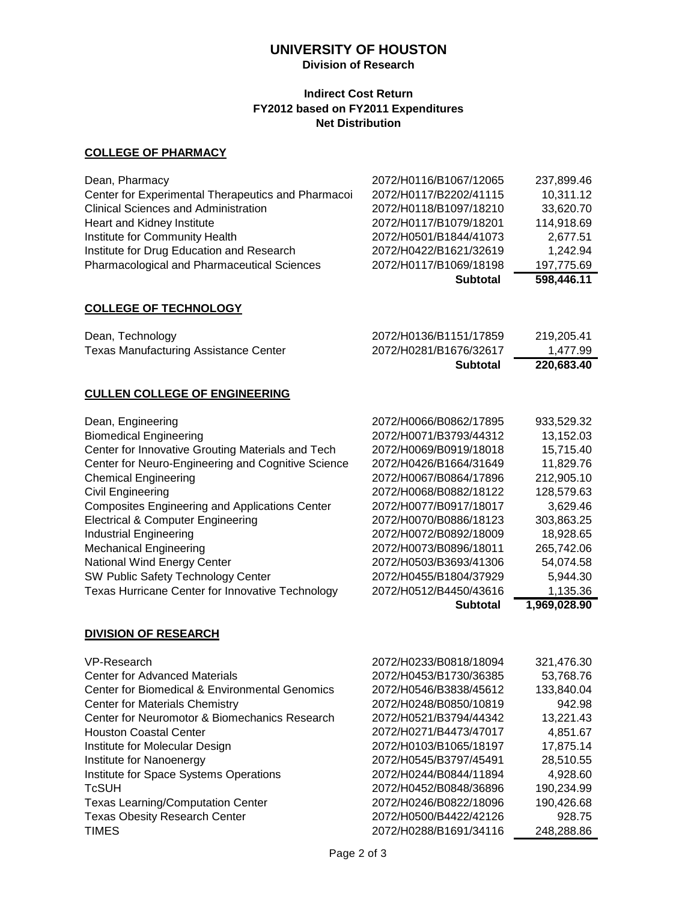# UNIVERSITY OF HOUSTON

**Division of Research**

**Indirect Cost Return**
**FY2012 based on FY2011 Expenditures**
**Net Distribution**

## COLLEGE OF PHARMACY

| | | |
|---|---|---|
| Dean, Pharmacy | 2072/H0116/B1067/12065 | 237,899.46 |
| Center for Experimental Therapeutics and Pharmacoi | 2072/H0117/B2202/41115 | 10,311.12 |
| Clinical Sciences and Administration | 2072/H0118/B1097/18210 | 33,620.70 |
| Heart and Kidney Institute | 2072/H0117/B1079/18201 | 114,918.69 |
| Institute for Community Health | 2072/H0501/B1844/41073 | 2,677.51 |
| Institute for Drug Education and Research | 2072/H0422/B1621/32619 | 1,242.94 |
| Pharmacological and Pharmaceutical Sciences | 2072/H0117/B1069/18198 | 197,775.69 |
| | **Subtotal** | **598,446.11** |

## COLLEGE OF TECHNOLOGY

| | | |
|---|---|---|
| Dean, Technology | 2072/H0136/B1151/17859 | 219,205.41 |
| Texas Manufacturing Assistance Center | 2072/H0281/B1676/32617 | 1,477.99 |
| | **Subtotal** | **220,683.40** |

## CULLEN COLLEGE OF ENGINEERING

| | | |
|---|---|---|
| Dean, Engineering | 2072/H0066/B0862/17895 | 933,529.32 |
| Biomedical Engineering | 2072/H0071/B3793/44312 | 13,152.03 |
| Center for Innovative Grouting Materials and Tech | 2072/H0069/B0919/18018 | 15,715.40 |
| Center for Neuro-Engineering and Cognitive Science | 2072/H0426/B1664/31649 | 11,829.76 |
| Chemical Engineering | 2072/H0067/B0864/17896 | 212,905.10 |
| Civil Engineering | 2072/H0068/B0882/18122 | 128,579.63 |
| Composites Engineering and Applications Center | 2072/H0077/B0917/18017 | 3,629.46 |
| Electrical & Computer Engineering | 2072/H0070/B0886/18123 | 303,863.25 |
| Industrial Engineering | 2072/H0072/B0892/18009 | 18,928.65 |
| Mechanical Engineering | 2072/H0073/B0896/18011 | 265,742.06 |
| National Wind Energy Center | 2072/H0503/B3693/41306 | 54,074.58 |
| SW Public Safety Technology Center | 2072/H0455/B1804/37929 | 5,944.30 |
| Texas Hurricane Center for Innovative Technology | 2072/H0512/B4450/43616 | 1,135.36 |
| | **Subtotal** | **1,969,028.90** |

## DIVISION OF RESEARCH

| | | |
|---|---|---|
| VP-Research | 2072/H0233/B0818/18094 | 321,476.30 |
| Center for Advanced Materials | 2072/H0453/B1730/36385 | 53,768.76 |
| Center for Biomedical & Environmental Genomics | 2072/H0546/B3838/45612 | 133,840.04 |
| Center for Materials Chemistry | 2072/H0248/B0850/10819 | 942.98 |
| Center for Neuromotor & Biomechanics Research | 2072/H0521/B3794/44342 | 13,221.43 |
| Houston Coastal Center | 2072/H0271/B4473/47017 | 4,851.67 |
| Institute for Molecular Design | 2072/H0103/B1065/18197 | 17,875.14 |
| Institute for Nanoenergy | 2072/H0545/B3797/45491 | 28,510.55 |
| Institute for Space Systems Operations | 2072/H0244/B0844/11894 | 4,928.60 |
| TcSUH | 2072/H0452/B0848/36896 | 190,234.99 |
| Texas Learning/Computation Center | 2072/H0246/B0822/18096 | 190,426.68 |
| Texas Obesity Research Center | 2072/H0500/B4422/42126 | 928.75 |
| TIMES | 2072/H0288/B1691/34116 | 248,288.86 |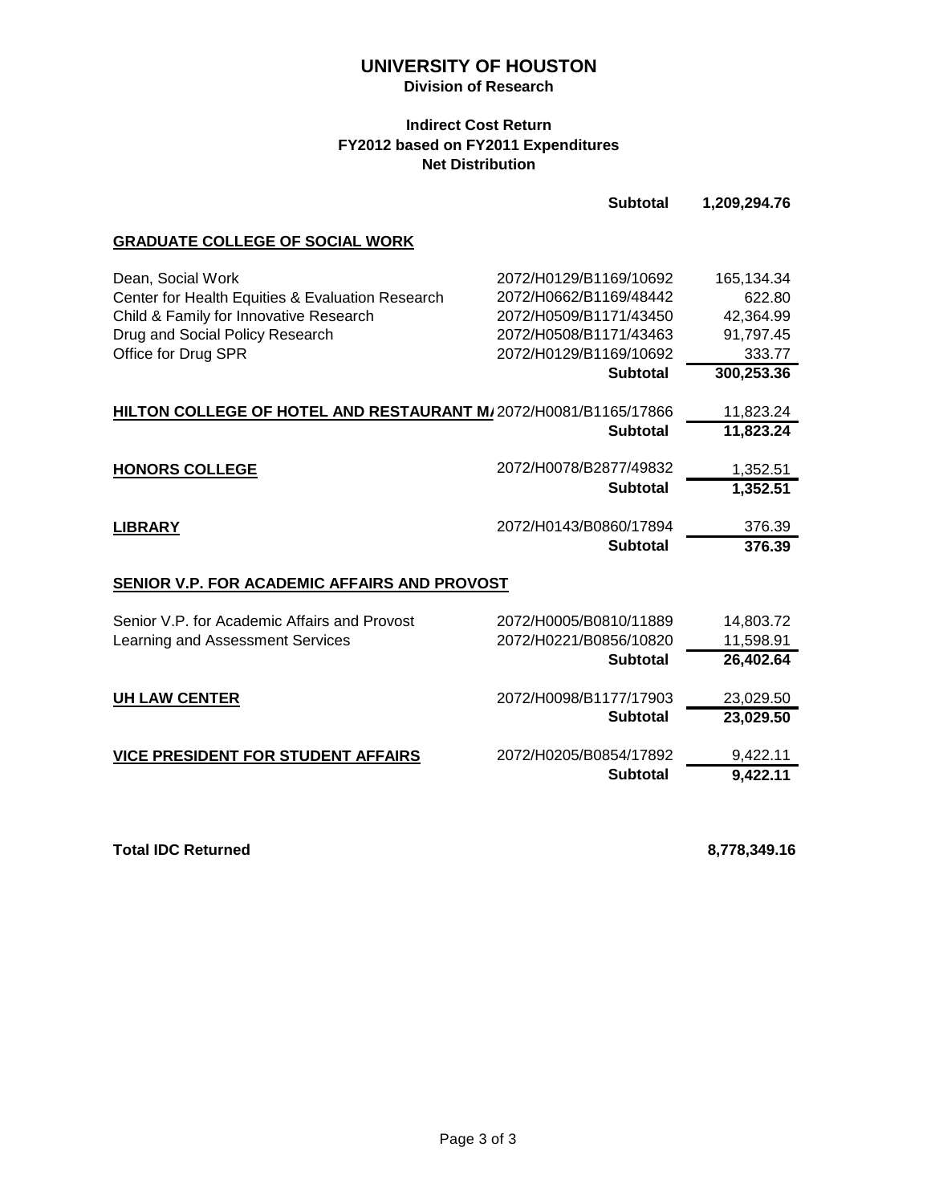# UNIVERSITY OF HOUSTON

**Division of Research**

**Indirect Cost Return**
**FY2012 based on FY2011 Expenditures**
**Net Distribution**

| | | |
|---|---|---|
| | **Subtotal** | **1,209,294.76** |
| **GRADUATE COLLEGE OF SOCIAL WORK** | | |
| Dean, Social Work | 2072/H0129/B1169/10692 | 165,134.34 |
| Center for Health Equities & Evaluation Research | 2072/H0662/B1169/48442 | 622.80 |
| Child & Family for Innovative Research | 2072/H0509/B1171/43450 | 42,364.99 |
| Drug and Social Policy Research | 2072/H0508/B1171/43463 | 91,797.45 |
| Office for Drug SPR | 2072/H0129/B1169/10692 | 333.77 |
| | **Subtotal** | **300,253.36** |
| **HILTON COLLEGE OF HOTEL AND RESTAURANT M/** | 2072/H0081/B1165/17866 | 11,823.24 |
| | **Subtotal** | **11,823.24** |
| **HONORS COLLEGE** | 2072/H0078/B2877/49832 | 1,352.51 |
| | **Subtotal** | **1,352.51** |
| **LIBRARY** | 2072/H0143/B0860/17894 | 376.39 |
| | **Subtotal** | **376.39** |
| **SENIOR V.P. FOR ACADEMIC AFFAIRS AND PROVOST** | | |
| Senior V.P. for Academic Affairs and Provost | 2072/H0005/B0810/11889 | 14,803.72 |
| Learning and Assessment Services | 2072/H0221/B0856/10820 | 11,598.91 |
| | **Subtotal** | **26,402.64** |
| **UH LAW CENTER** | 2072/H0098/B1177/17903 | 23,029.50 |
| | **Subtotal** | **23,029.50** |
| **VICE PRESIDENT FOR STUDENT AFFAIRS** | 2072/H0205/B0854/17892 | 9,422.11 |
| | **Subtotal** | **9,422.11** |
| **Total IDC Returned** | | **8,778,349.16** |